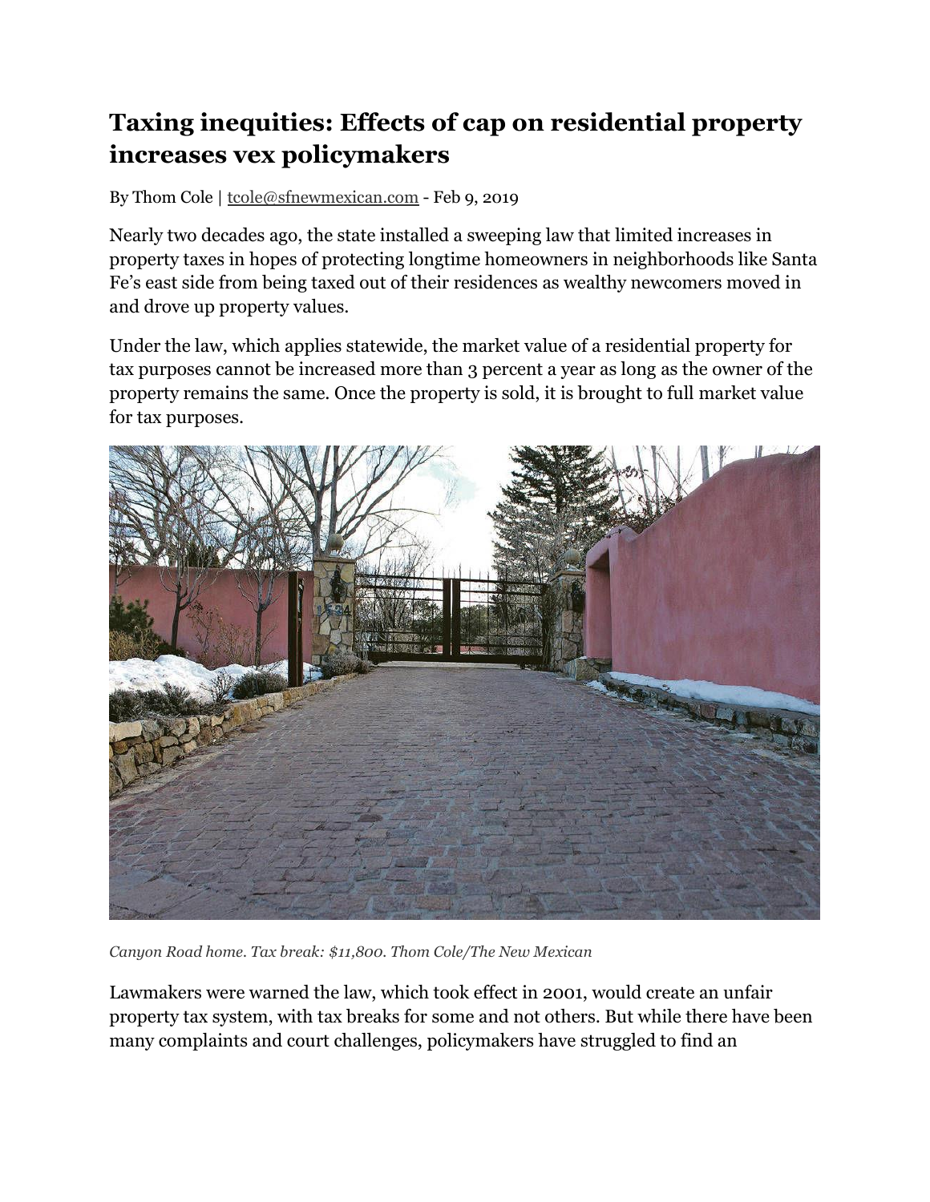# Taxing inequities: Effects of cap on residential property increases vex policymakers

By Thom Cole | tcole@sfnewmexican.com - Feb 9, 2019

Nearly two decades ago, the state installed a sweeping law that limited increases in property taxes in hopes of protecting longtime homeowners in neighborhoods like Santa Fe's east side from being taxed out of their residences as wealthy newcomers moved in and drove up property values.

Under the law, which applies statewide, the market value of a residential property for tax purposes cannot be increased more than 3 percent a year as long as the owner of the property remains the same. Once the property is sold, it is brought to full market value for tax purposes.

*Canyon Road home. Tax break: $11,800. Thom Cole/The New Mexican*

Lawmakers were warned the law, which took effect in 2001, would create an unfair property tax system, with tax breaks for some and not others. But while there have been many complaints and court challenges, policymakers have struggled to find an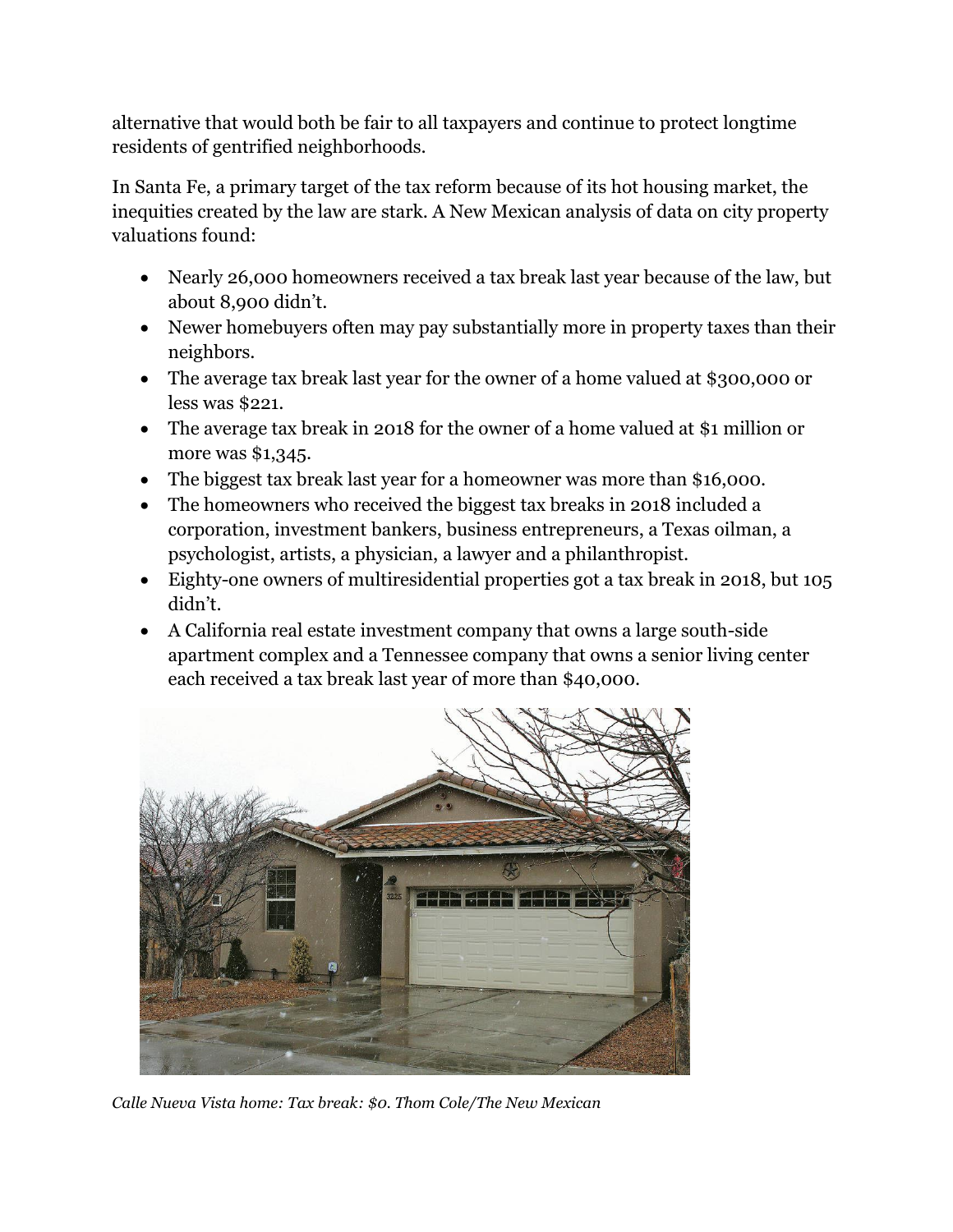alternative that would both be fair to all taxpayers and continue to protect longtime residents of gentrified neighborhoods.

In Santa Fe, a primary target of the tax reform because of its hot housing market, the inequities created by the law are stark. A New Mexican analysis of data on city property valuations found:

- Nearly 26,000 homeowners received a tax break last year because of the law, but about 8,900 didn't.
- Newer homebuyers often may pay substantially more in property taxes than their neighbors.
- The average tax break last year for the owner of a home valued at $300,000 or less was $221.
- The average tax break in 2018 for the owner of a home valued at $1 million or more was $1,345.
- The biggest tax break last year for a homeowner was more than $16,000.
- The homeowners who received the biggest tax breaks in 2018 included a corporation, investment bankers, business entrepreneurs, a Texas oilman, a psychologist, artists, a physician, a lawyer and a philanthropist.
- Eighty-one owners of multiresidential properties got a tax break in 2018, but 105 didn't.
- A California real estate investment company that owns a large south-side apartment complex and a Tennessee company that owns a senior living center each received a tax break last year of more than $40,000.

*Calle Nueva Vista home: Tax break: $0. Thom Cole/The New Mexican*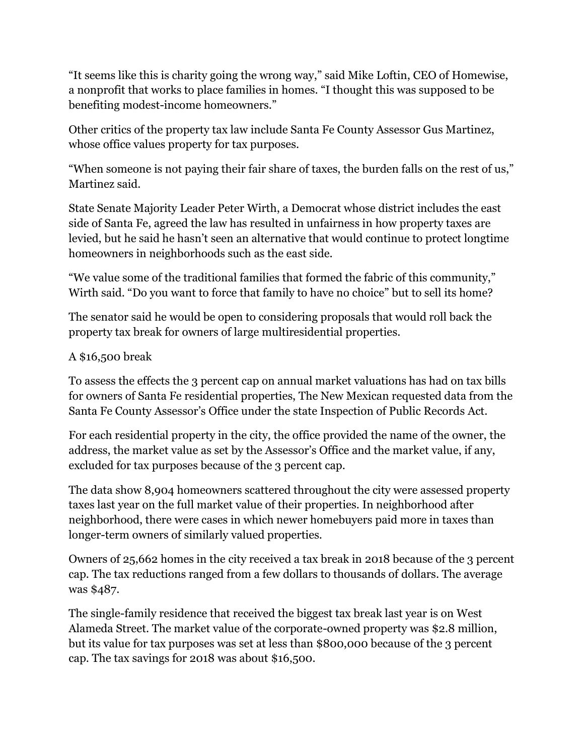"It seems like this is charity going the wrong way," said Mike Loftin, CEO of Homewise, a nonprofit that works to place families in homes. "I thought this was supposed to be benefiting modest-income homeowners."

Other critics of the property tax law include Santa Fe County Assessor Gus Martinez, whose office values property for tax purposes.

"When someone is not paying their fair share of taxes, the burden falls on the rest of us," Martinez said.

State Senate Majority Leader Peter Wirth, a Democrat whose district includes the east side of Santa Fe, agreed the law has resulted in unfairness in how property taxes are levied, but he said he hasn't seen an alternative that would continue to protect longtime homeowners in neighborhoods such as the east side.

"We value some of the traditional families that formed the fabric of this community," Wirth said. "Do you want to force that family to have no choice" but to sell its home?

The senator said he would be open to considering proposals that would roll back the property tax break for owners of large multiresidential properties.

A $16,500 break

To assess the effects the 3 percent cap on annual market valuations has had on tax bills for owners of Santa Fe residential properties, The New Mexican requested data from the Santa Fe County Assessor's Office under the state Inspection of Public Records Act.

For each residential property in the city, the office provided the name of the owner, the address, the market value as set by the Assessor's Office and the market value, if any, excluded for tax purposes because of the 3 percent cap.

The data show 8,904 homeowners scattered throughout the city were assessed property taxes last year on the full market value of their properties. In neighborhood after neighborhood, there were cases in which newer homebuyers paid more in taxes than longer-term owners of similarly valued properties.

Owners of 25,662 homes in the city received a tax break in 2018 because of the 3 percent cap. The tax reductions ranged from a few dollars to thousands of dollars. The average was $487.

The single-family residence that received the biggest tax break last year is on West Alameda Street. The market value of the corporate-owned property was $2.8 million, but its value for tax purposes was set at less than $800,000 because of the 3 percent cap. The tax savings for 2018 was about $16,500.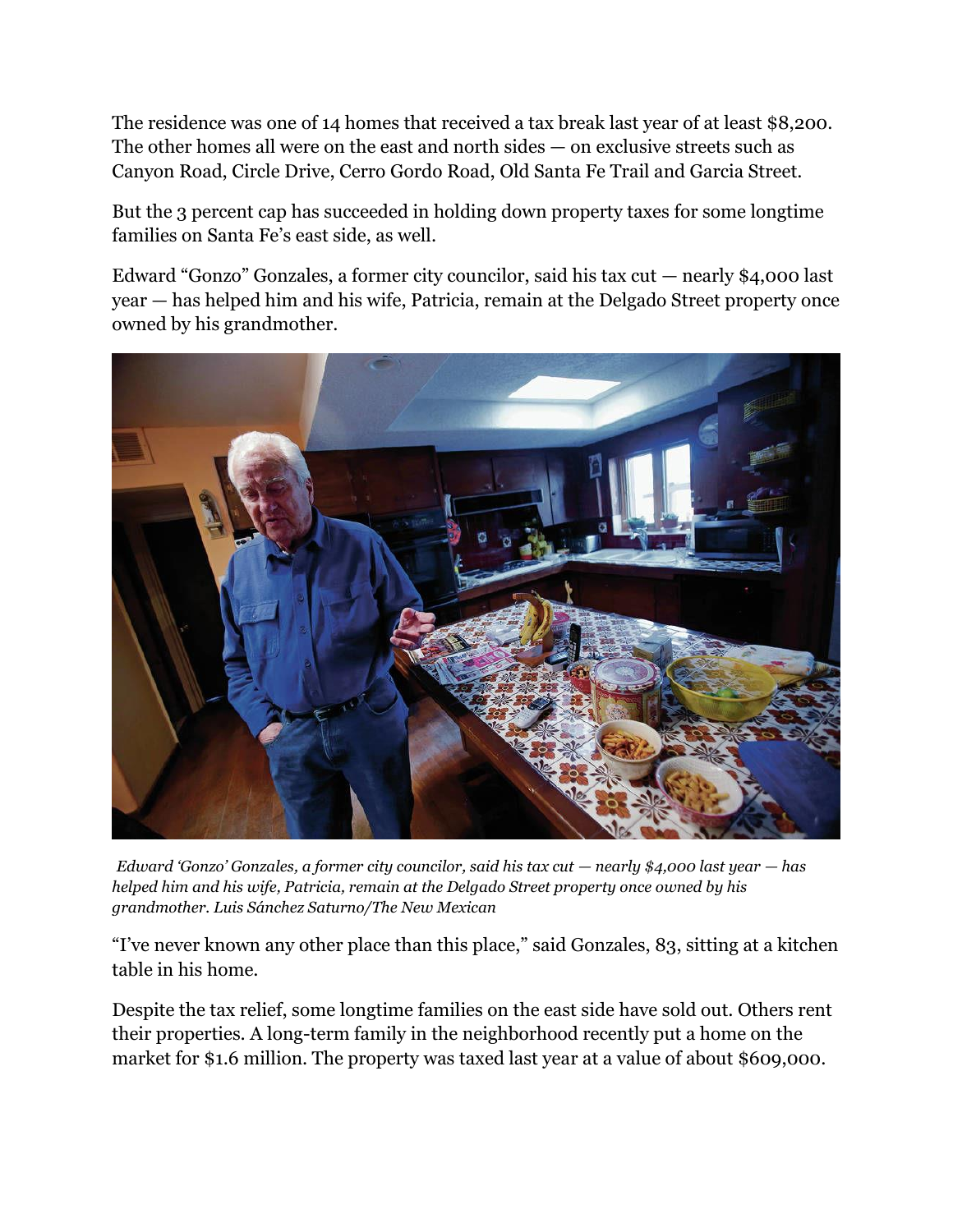The residence was one of 14 homes that received a tax break last year of at least $8,200. The other homes all were on the east and north sides — on exclusive streets such as Canyon Road, Circle Drive, Cerro Gordo Road, Old Santa Fe Trail and Garcia Street.

But the 3 percent cap has succeeded in holding down property taxes for some longtime families on Santa Fe's east side, as well.

Edward "Gonzo" Gonzales, a former city councilor, said his tax cut — nearly $4,000 last year — has helped him and his wife, Patricia, remain at the Delgado Street property once owned by his grandmother.

*Edward 'Gonzo' Gonzales, a former city councilor, said his tax cut — nearly $4,000 last year — has helped him and his wife, Patricia, remain at the Delgado Street property once owned by his grandmother. Luis Sánchez Saturno/The New Mexican*

"I've never known any other place than this place," said Gonzales, 83, sitting at a kitchen table in his home.

Despite the tax relief, some longtime families on the east side have sold out. Others rent their properties. A long-term family in the neighborhood recently put a home on the market for $1.6 million. The property was taxed last year at a value of about $609,000.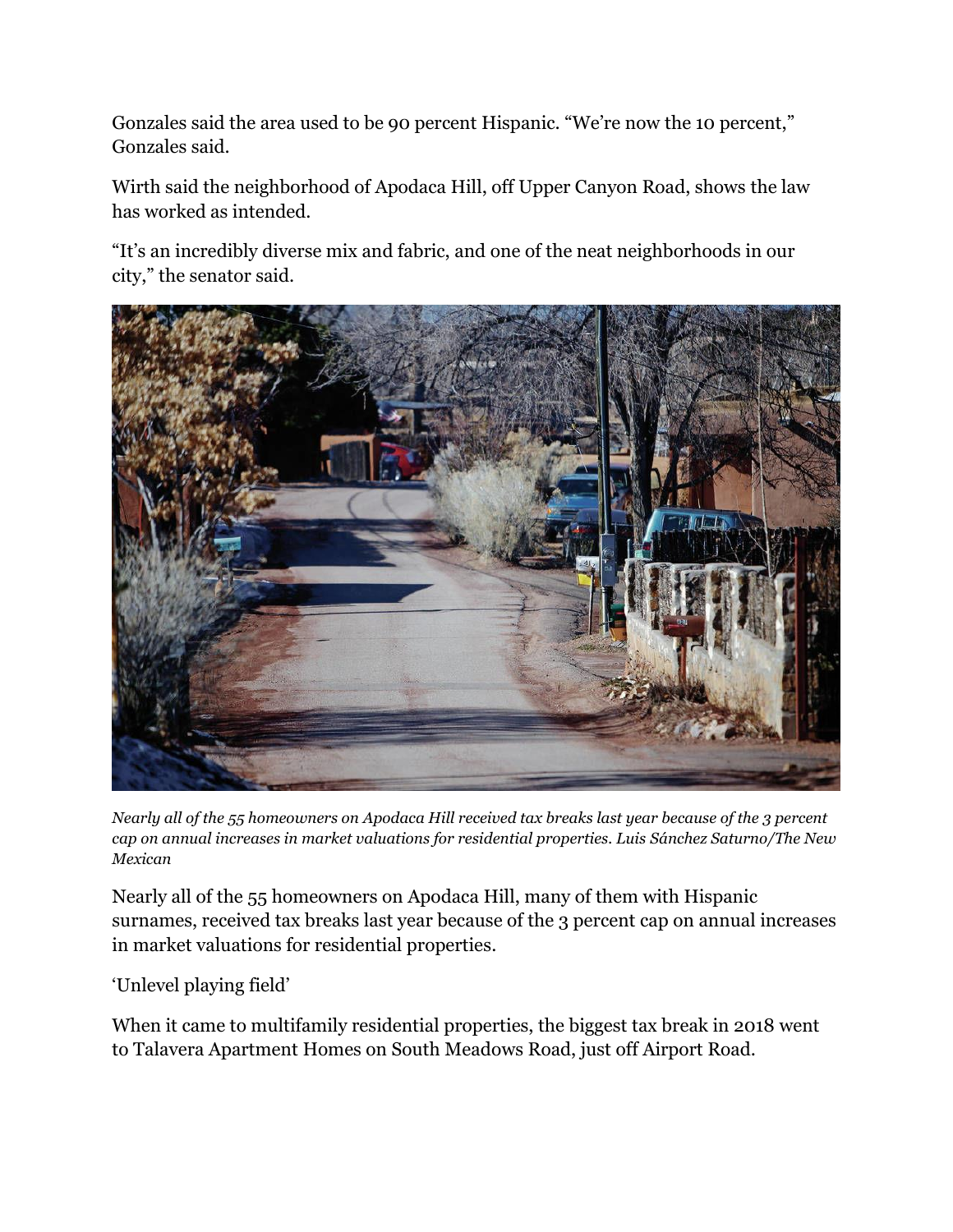Gonzales said the area used to be 90 percent Hispanic. "We're now the 10 percent," Gonzales said.

Wirth said the neighborhood of Apodaca Hill, off Upper Canyon Road, shows the law has worked as intended.

"It's an incredibly diverse mix and fabric, and one of the neat neighborhoods in our city," the senator said.

*Nearly all of the 55 homeowners on Apodaca Hill received tax breaks last year because of the 3 percent cap on annual increases in market valuations for residential properties. Luis Sánchez Saturno/The New Mexican*

Nearly all of the 55 homeowners on Apodaca Hill, many of them with Hispanic surnames, received tax breaks last year because of the 3 percent cap on annual increases in market valuations for residential properties.

'Unlevel playing field'

When it came to multifamily residential properties, the biggest tax break in 2018 went to Talavera Apartment Homes on South Meadows Road, just off Airport Road.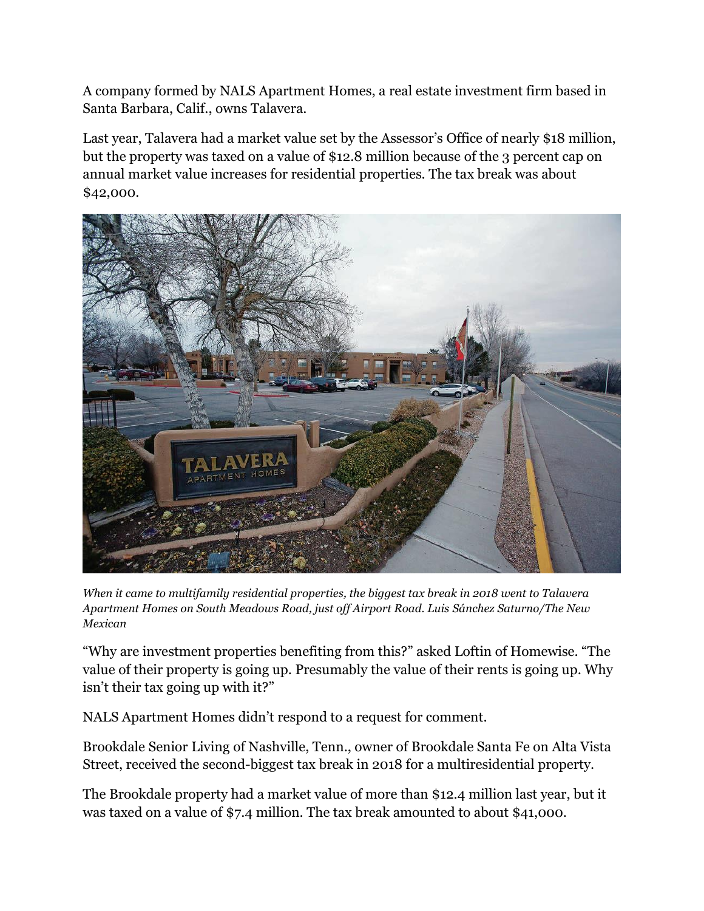A company formed by NALS Apartment Homes, a real estate investment firm based in Santa Barbara, Calif., owns Talavera.

Last year, Talavera had a market value set by the Assessor's Office of nearly $18 million, but the property was taxed on a value of $12.8 million because of the 3 percent cap on annual market value increases for residential properties. The tax break was about $42,000.

*When it came to multifamily residential properties, the biggest tax break in 2018 went to Talavera Apartment Homes on South Meadows Road, just off Airport Road. Luis Sánchez Saturno/The New Mexican*

"Why are investment properties benefiting from this?" asked Loftin of Homewise. "The value of their property is going up. Presumably the value of their rents is going up. Why isn't their tax going up with it?"

NALS Apartment Homes didn't respond to a request for comment.

Brookdale Senior Living of Nashville, Tenn., owner of Brookdale Santa Fe on Alta Vista Street, received the second-biggest tax break in 2018 for a multiresidential property.

The Brookdale property had a market value of more than $12.4 million last year, but it was taxed on a value of $7.4 million. The tax break amounted to about $41,000.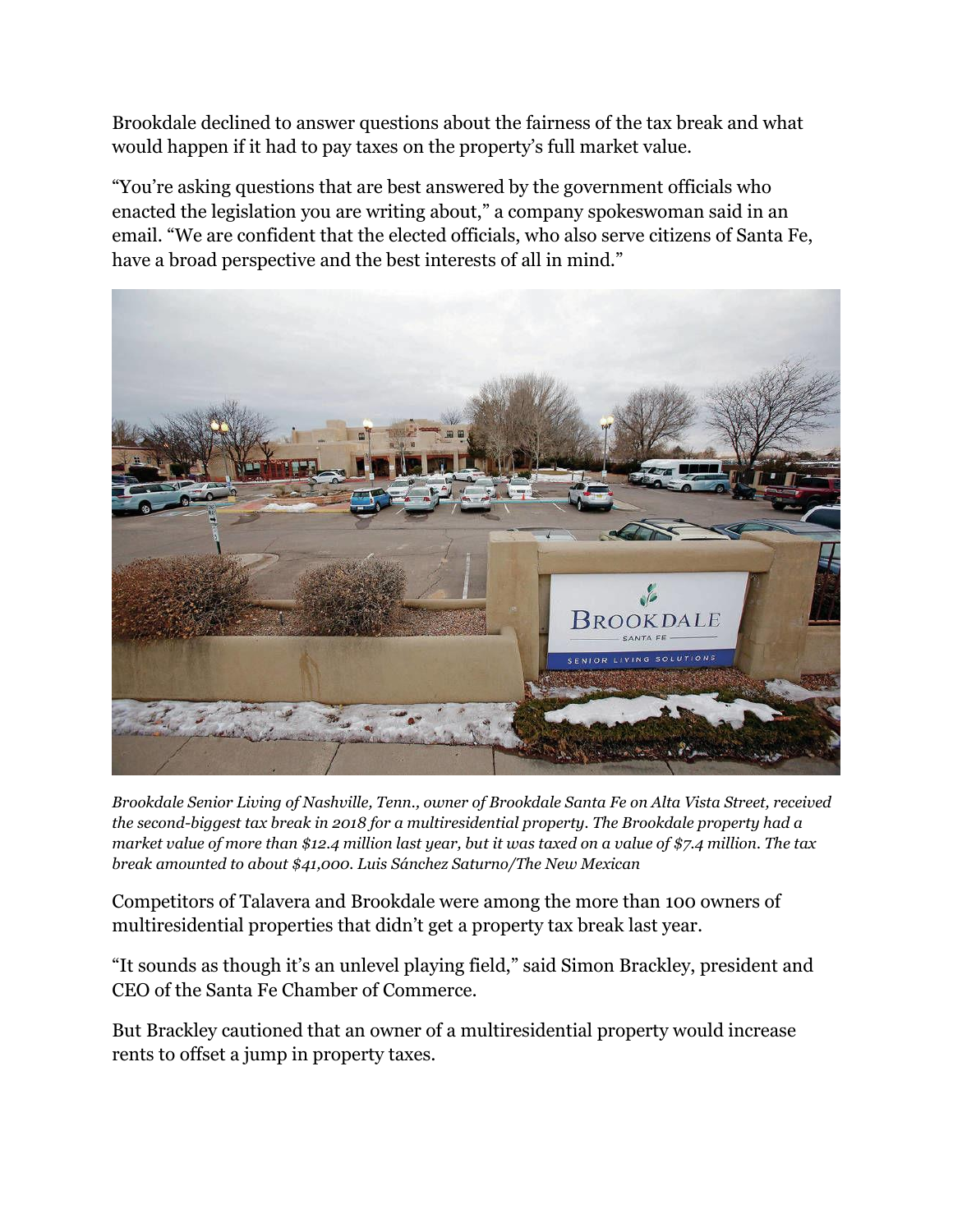Brookdale declined to answer questions about the fairness of the tax break and what would happen if it had to pay taxes on the property's full market value.

"You're asking questions that are best answered by the government officials who enacted the legislation you are writing about," a company spokeswoman said in an email. "We are confident that the elected officials, who also serve citizens of Santa Fe, have a broad perspective and the best interests of all in mind."

*Brookdale Senior Living of Nashville, Tenn., owner of Brookdale Santa Fe on Alta Vista Street, received the second-biggest tax break in 2018 for a multiresidential property. The Brookdale property had a market value of more than $12.4 million last year, but it was taxed on a value of $7.4 million. The tax break amounted to about $41,000. Luis Sánchez Saturno/The New Mexican*

Competitors of Talavera and Brookdale were among the more than 100 owners of multiresidential properties that didn't get a property tax break last year.

"It sounds as though it's an unlevel playing field," said Simon Brackley, president and CEO of the Santa Fe Chamber of Commerce.

But Brackley cautioned that an owner of a multiresidential property would increase rents to offset a jump in property taxes.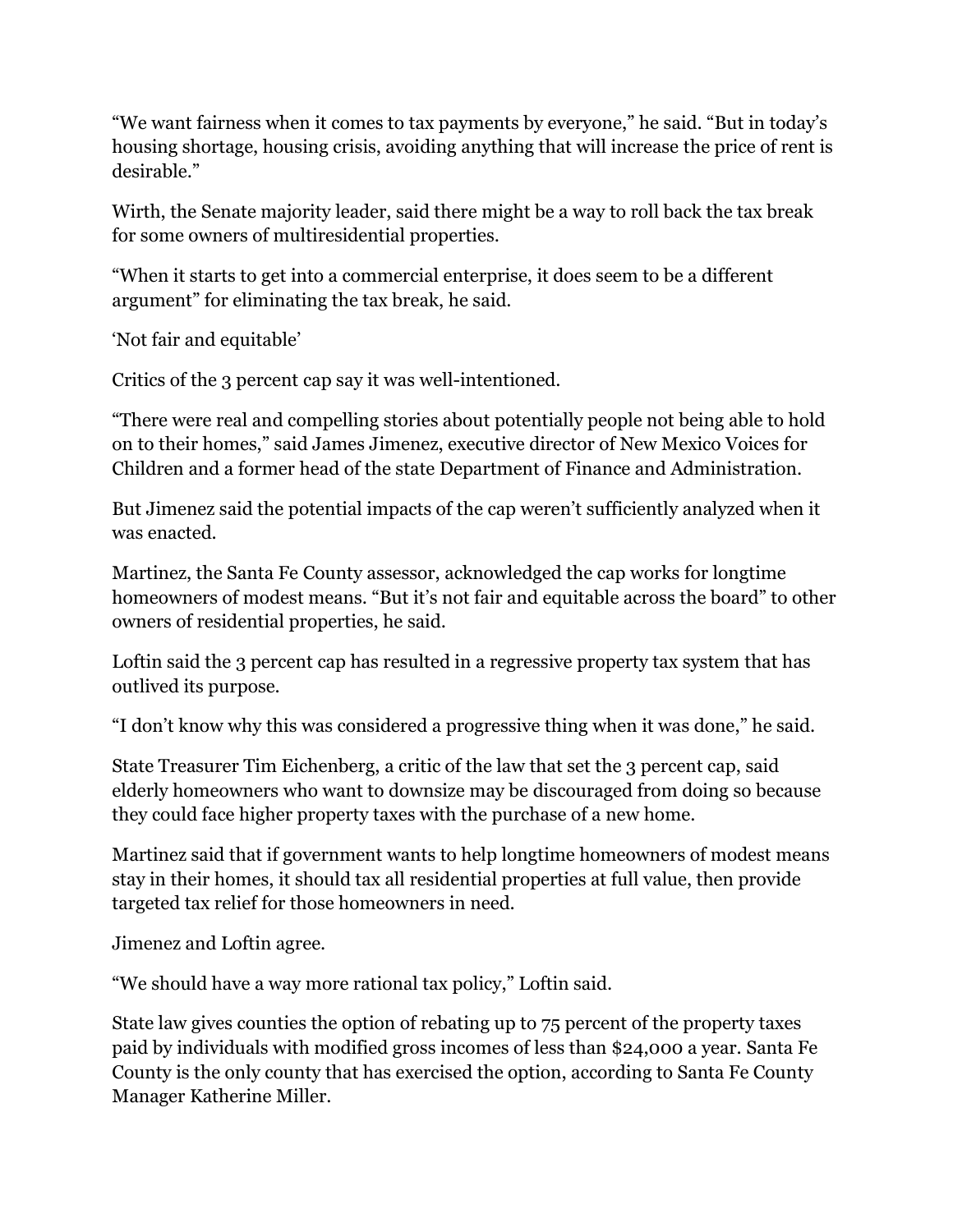"We want fairness when it comes to tax payments by everyone," he said. "But in today's housing shortage, housing crisis, avoiding anything that will increase the price of rent is desirable."

Wirth, the Senate majority leader, said there might be a way to roll back the tax break for some owners of multiresidential properties.

"When it starts to get into a commercial enterprise, it does seem to be a different argument" for eliminating the tax break, he said.

## 'Not fair and equitable'

Critics of the 3 percent cap say it was well-intentioned.

"There were real and compelling stories about potentially people not being able to hold on to their homes," said James Jimenez, executive director of New Mexico Voices for Children and a former head of the state Department of Finance and Administration.

But Jimenez said the potential impacts of the cap weren't sufficiently analyzed when it was enacted.

Martinez, the Santa Fe County assessor, acknowledged the cap works for longtime homeowners of modest means. "But it's not fair and equitable across the board" to other owners of residential properties, he said.

Loftin said the 3 percent cap has resulted in a regressive property tax system that has outlived its purpose.

"I don't know why this was considered a progressive thing when it was done," he said.

State Treasurer Tim Eichenberg, a critic of the law that set the 3 percent cap, said elderly homeowners who want to downsize may be discouraged from doing so because they could face higher property taxes with the purchase of a new home.

Martinez said that if government wants to help longtime homeowners of modest means stay in their homes, it should tax all residential properties at full value, then provide targeted tax relief for those homeowners in need.

Jimenez and Loftin agree.

"We should have a way more rational tax policy," Loftin said.

State law gives counties the option of rebating up to 75 percent of the property taxes paid by individuals with modified gross incomes of less than $24,000 a year. Santa Fe County is the only county that has exercised the option, according to Santa Fe County Manager Katherine Miller.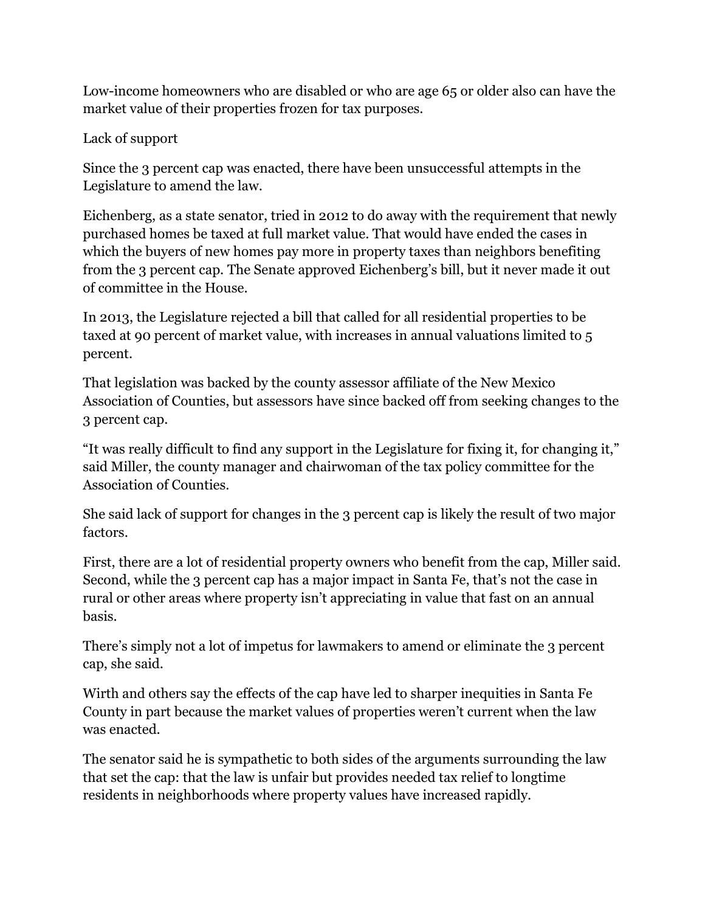Low-income homeowners who are disabled or who are age 65 or older also can have the market value of their properties frozen for tax purposes.

## Lack of support

Since the 3 percent cap was enacted, there have been unsuccessful attempts in the Legislature to amend the law.

Eichenberg, as a state senator, tried in 2012 to do away with the requirement that newly purchased homes be taxed at full market value. That would have ended the cases in which the buyers of new homes pay more in property taxes than neighbors benefiting from the 3 percent cap. The Senate approved Eichenberg's bill, but it never made it out of committee in the House.

In 2013, the Legislature rejected a bill that called for all residential properties to be taxed at 90 percent of market value, with increases in annual valuations limited to 5 percent.

That legislation was backed by the county assessor affiliate of the New Mexico Association of Counties, but assessors have since backed off from seeking changes to the 3 percent cap.

"It was really difficult to find any support in the Legislature for fixing it, for changing it," said Miller, the county manager and chairwoman of the tax policy committee for the Association of Counties.

She said lack of support for changes in the 3 percent cap is likely the result of two major factors.

First, there are a lot of residential property owners who benefit from the cap, Miller said. Second, while the 3 percent cap has a major impact in Santa Fe, that's not the case in rural or other areas where property isn't appreciating in value that fast on an annual basis.

There's simply not a lot of impetus for lawmakers to amend or eliminate the 3 percent cap, she said.

Wirth and others say the effects of the cap have led to sharper inequities in Santa Fe County in part because the market values of properties weren't current when the law was enacted.

The senator said he is sympathetic to both sides of the arguments surrounding the law that set the cap: that the law is unfair but provides needed tax relief to longtime residents in neighborhoods where property values have increased rapidly.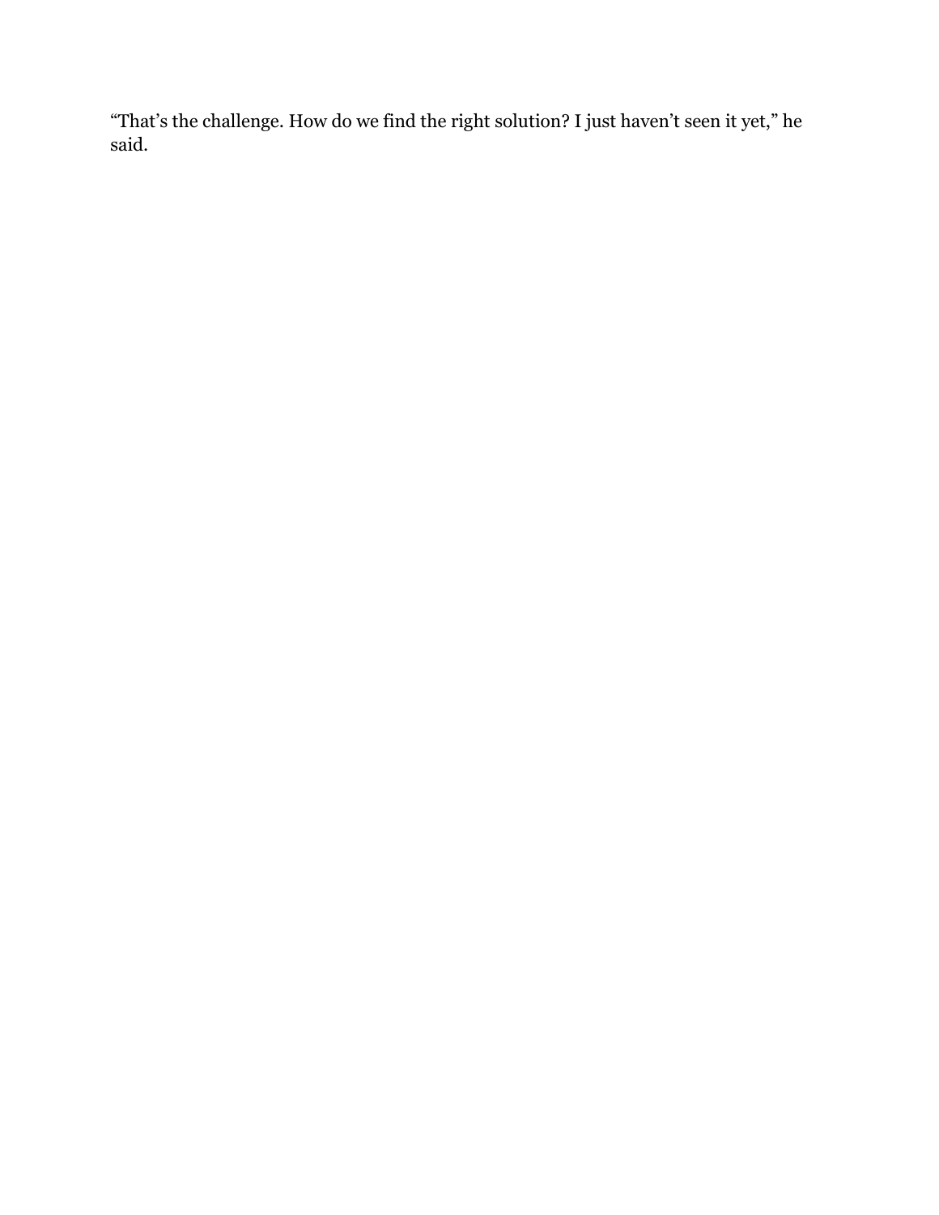“That’s the challenge. How do we find the right solution? I just haven’t seen it yet,” he said.